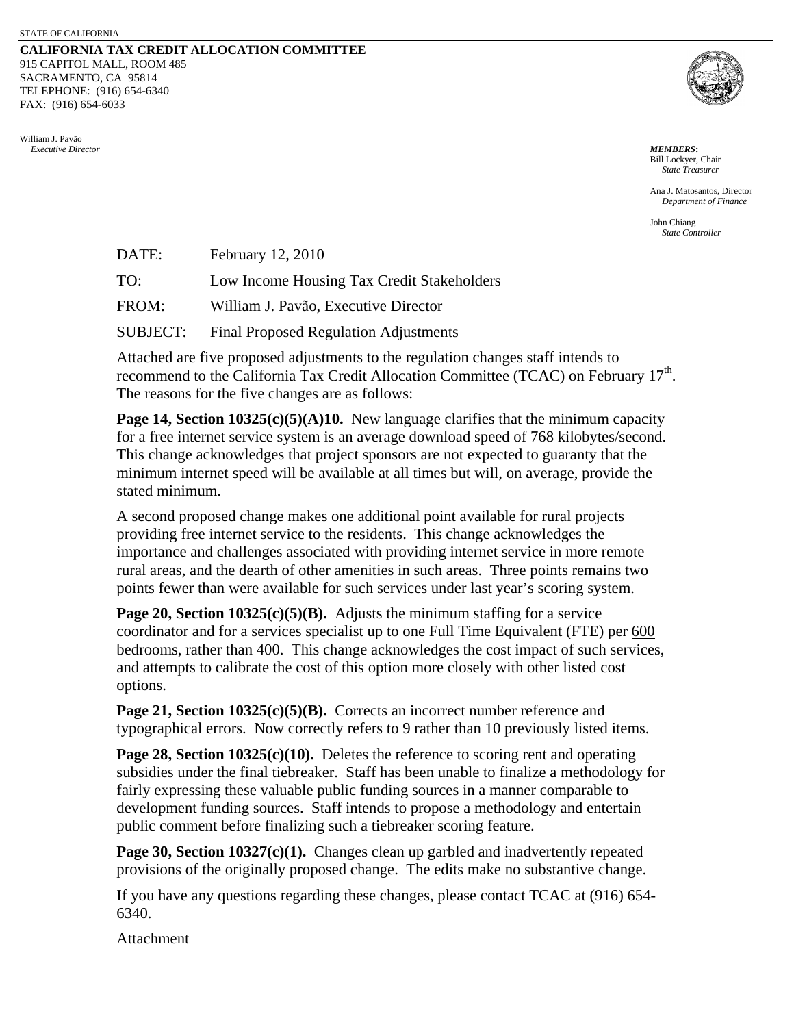STATE OF CALIFORNIA

**CALIFORNIA TAX CREDIT ALLOCATION COMMITTEE**
915 CAPITOL MALL, ROOM 485
SACRAMENTO, CA 95814
TELEPHONE: (916) 654-6340
FAX: (916) 654-6033

William J. Pavão
*Executive Director*

***MEMBERS*:**
Bill Lockyer, Chair
*State Treasurer*

Ana J. Matosantos, Director
*Department of Finance*

John Chiang
*State Controller*

DATE: February 12, 2010

TO: Low Income Housing Tax Credit Stakeholders

FROM: William J. Pavão, Executive Director

SUBJECT: Final Proposed Regulation Adjustments

Attached are five proposed adjustments to the regulation changes staff intends to recommend to the California Tax Credit Allocation Committee (TCAC) on February 17th. The reasons for the five changes are as follows:

**Page 14, Section 10325(c)(5)(A)10.** New language clarifies that the minimum capacity for a free internet service system is an average download speed of 768 kilobytes/second. This change acknowledges that project sponsors are not expected to guaranty that the minimum internet speed will be available at all times but will, on average, provide the stated minimum.

A second proposed change makes one additional point available for rural projects providing free internet service to the residents. This change acknowledges the importance and challenges associated with providing internet service in more remote rural areas, and the dearth of other amenities in such areas. Three points remains two points fewer than were available for such services under last year's scoring system.

**Page 20, Section 10325(c)(5)(B).** Adjusts the minimum staffing for a service coordinator and for a services specialist up to one Full Time Equivalent (FTE) per 600 bedrooms, rather than 400. This change acknowledges the cost impact of such services, and attempts to calibrate the cost of this option more closely with other listed cost options.

**Page 21, Section 10325(c)(5)(B).** Corrects an incorrect number reference and typographical errors. Now correctly refers to 9 rather than 10 previously listed items.

**Page 28, Section 10325(c)(10).** Deletes the reference to scoring rent and operating subsidies under the final tiebreaker. Staff has been unable to finalize a methodology for fairly expressing these valuable public funding sources in a manner comparable to development funding sources. Staff intends to propose a methodology and entertain public comment before finalizing such a tiebreaker scoring feature.

**Page 30, Section 10327(c)(1).** Changes clean up garbled and inadvertently repeated provisions of the originally proposed change. The edits make no substantive change.

If you have any questions regarding these changes, please contact TCAC at (916) 654-6340.

Attachment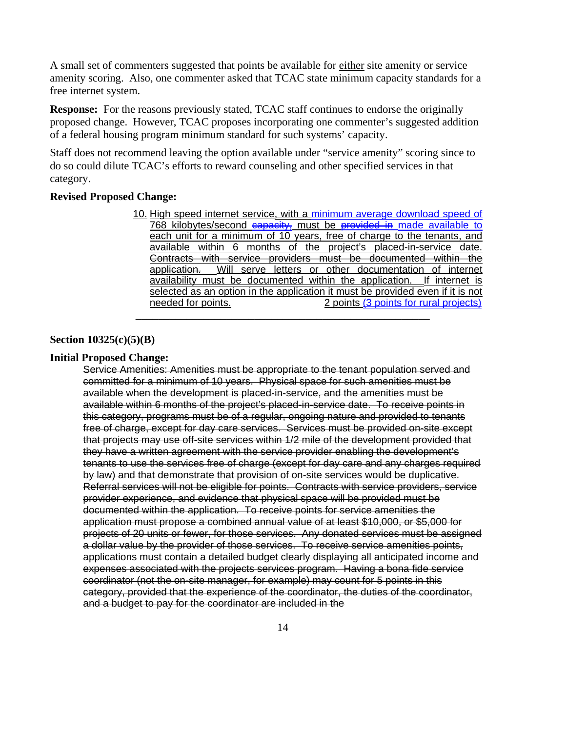A small set of commenters suggested that points be available for either site amenity or service amenity scoring. Also, one commenter asked that TCAC state minimum capacity standards for a free internet system.

**Response:** For the reasons previously stated, TCAC staff continues to endorse the originally proposed change. However, TCAC proposes incorporating one commenter's suggested addition of a federal housing program minimum standard for such systems' capacity.

Staff does not recommend leaving the option available under "service amenity" scoring since to do so could dilute TCAC's efforts to reward counseling and other specified services in that category.

**Revised Proposed Change:**

> 10. High speed internet service, with a minimum average download speed of 768 kilobytes/second ~~capacity,~~ must be ~~provided in~~ made available to each unit for a minimum of 10 years, free of charge to the tenants, and available within 6 months of the project's placed-in-service date. ~~Contracts with service providers must be documented within the application.~~ Will serve letters or other documentation of internet availability must be documented within the application. If internet is selected as an option in the application it must be provided even if it is not needed for points. 2 points (3 points for rural projects)

---

**Section 10325(c)(5)(B)**

**Initial Proposed Change:**

> ~~Service Amenities: Amenities must be appropriate to the tenant population served and committed for a minimum of 10 years. Physical space for such amenities must be available when the development is placed-in-service, and the amenities must be available within 6 months of the project's placed-in-service date. To receive points in this category, programs must be of a regular, ongoing nature and provided to tenants free of charge, except for day care services. Services must be provided on-site except that projects may use off-site services within 1/2 mile of the development provided that they have a written agreement with the service provider enabling the development's tenants to use the services free of charge (except for day care and any charges required by law) and that demonstrate that provision of on-site services would be duplicative. Referral services will not be eligible for points. Contracts with service providers, service provider experience, and evidence that physical space will be provided must be documented within the application. To receive points for service amenities the application must propose a combined annual value of at least $10,000, or $5,000 for projects of 20 units or fewer, for those services. Any donated services must be assigned a dollar value by the provider of those services. To receive service amenities points, applications must contain a detailed budget clearly displaying all anticipated income and expenses associated with the projects services program. Having a bona fide service coordinator (not the on-site manager, for example) may count for 5 points in this category, provided that the experience of the coordinator, the duties of the coordinator, and a budget to pay for the coordinator are included in the~~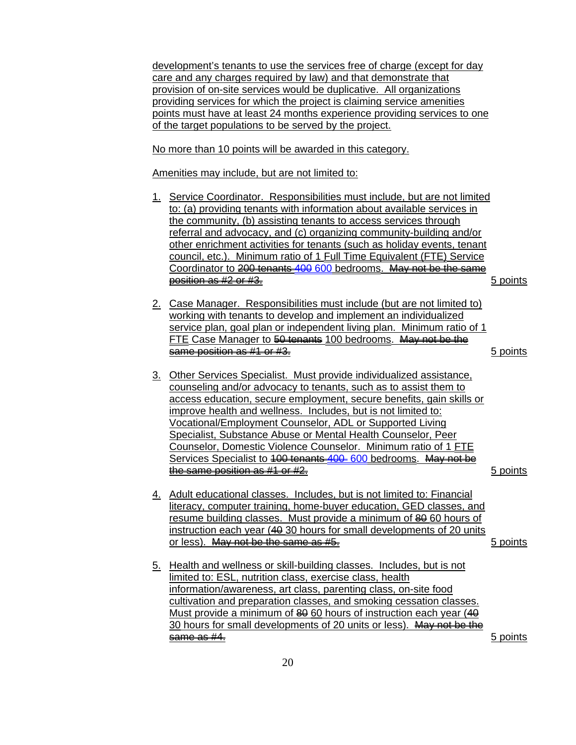development's tenants to use the services free of charge (except for day care and any charges required by law) and that demonstrate that provision of on-site services would be duplicative. All organizations providing services for which the project is claiming service amenities points must have at least 24 months experience providing services to one of the target populations to be served by the project.

No more than 10 points will be awarded in this category.

Amenities may include, but are not limited to:

1. Service Coordinator. Responsibilities must include, but are not limited to: (a) providing tenants with information about available services in the community, (b) assisting tenants to access services through referral and advocacy, and (c) organizing community-building and/or other enrichment activities for tenants (such as holiday events, tenant council, etc.). Minimum ratio of 1 Full Time Equivalent (FTE) Service Coordinator to ~~200 tenants~~ ~~400~~ 600 bedrooms. ~~May not be the same position as #2 or #3.~~ — 5 points

2. Case Manager. Responsibilities must include (but are not limited to) working with tenants to develop and implement an individualized service plan, goal plan or independent living plan. Minimum ratio of 1 FTE Case Manager to ~~50 tenants~~ 100 bedrooms. ~~May not be the same position as #1 or #3.~~ — 5 points

3. Other Services Specialist. Must provide individualized assistance, counseling and/or advocacy to tenants, such as to assist them to access education, secure employment, secure benefits, gain skills or improve health and wellness. Includes, but is not limited to: Vocational/Employment Counselor, ADL or Supported Living Specialist, Substance Abuse or Mental Health Counselor, Peer Counselor, Domestic Violence Counselor. Minimum ratio of 1 FTE Services Specialist to ~~100 tenants~~ ~~400~~ 600 bedrooms. ~~May not be the same position as #1 or #2.~~ — 5 points

4. Adult educational classes. Includes, but is not limited to: Financial literacy, computer training, home-buyer education, GED classes, and resume building classes. Must provide a minimum of ~~80~~ 60 hours of instruction each year (~~40~~ 30 hours for small developments of 20 units or less). ~~May not be the same as #5.~~ — 5 points

5. Health and wellness or skill-building classes. Includes, but is not limited to: ESL, nutrition class, exercise class, health information/awareness, art class, parenting class, on-site food cultivation and preparation classes, and smoking cessation classes. Must provide a minimum of ~~80~~ 60 hours of instruction each year (~~40~~ 30 hours for small developments of 20 units or less). ~~May not be the same as #4.~~ — 5 points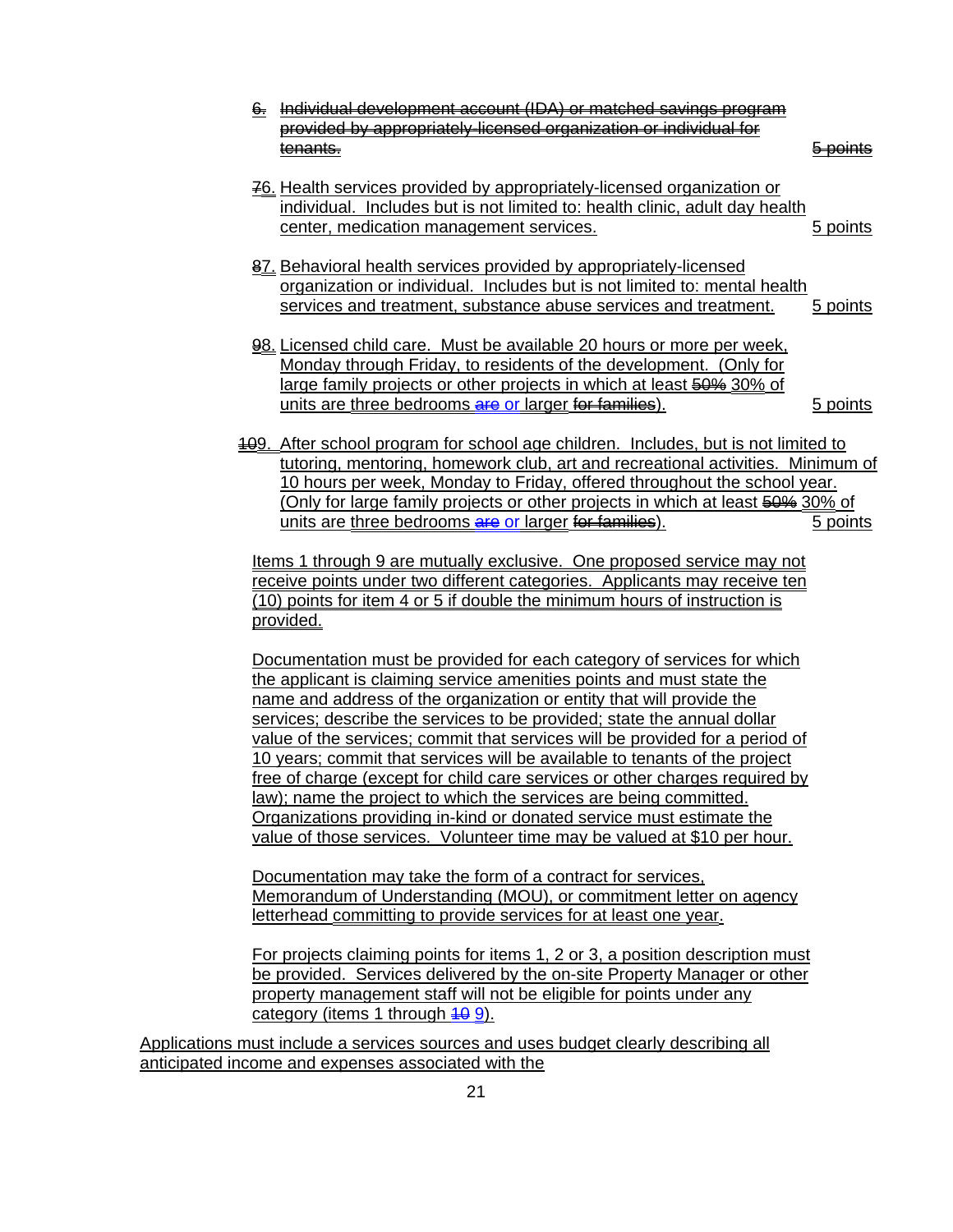~~6. Individual development account (IDA) or matched savings program provided by appropriately-licensed organization or individual for tenants.~~ ~~5 points~~

~~7~~6. Health services provided by appropriately-licensed organization or individual. Includes but is not limited to: health clinic, adult day health center, medication management services. 5 points

~~8~~7. Behavioral health services provided by appropriately-licensed organization or individual. Includes but is not limited to: mental health services and treatment, substance abuse services and treatment. 5 points

~~9~~8. Licensed child care. Must be available 20 hours or more per week, Monday through Friday, to residents of the development. (Only for large family projects or other projects in which at least ~~50%~~ 30% of units are three bedrooms ~~are~~ or larger ~~for families~~). 5 points

~~10~~9. After school program for school age children. Includes, but is not limited to tutoring, mentoring, homework club, art and recreational activities. Minimum of 10 hours per week, Monday to Friday, offered throughout the school year. (Only for large family projects or other projects in which at least ~~50%~~ 30% of units are three bedrooms ~~are~~ or larger ~~for families~~). 5 points

Items 1 through 9 are mutually exclusive. One proposed service may not receive points under two different categories. Applicants may receive ten (10) points for item 4 or 5 if double the minimum hours of instruction is provided.

Documentation must be provided for each category of services for which the applicant is claiming service amenities points and must state the name and address of the organization or entity that will provide the services; describe the services to be provided; state the annual dollar value of the services; commit that services will be provided for a period of 10 years; commit that services will be available to tenants of the project free of charge (except for child care services or other charges required by law); name the project to which the services are being committed. Organizations providing in-kind or donated service must estimate the value of those services. Volunteer time may be valued at $10 per hour.

Documentation may take the form of a contract for services, Memorandum of Understanding (MOU), or commitment letter on agency letterhead committing to provide services for at least one year.

For projects claiming points for items 1, 2 or 3, a position description must be provided. Services delivered by the on-site Property Manager or other property management staff will not be eligible for points under any category (items 1 through ~~10~~ 9).

Applications must include a services sources and uses budget clearly describing all anticipated income and expenses associated with the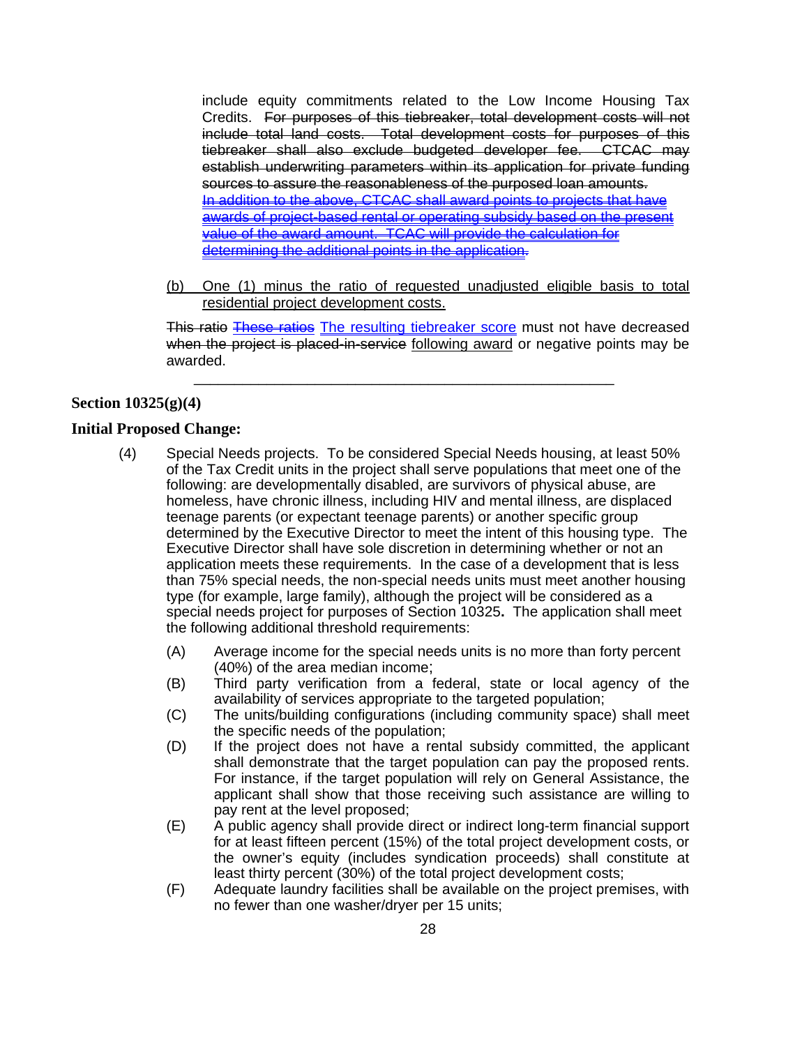include equity commitments related to the Low Income Housing Tax Credits. ~~For purposes of this tiebreaker, total development costs will not include total land costs. Total development costs for purposes of this tiebreaker shall also exclude budgeted developer fee. CTCAC may establish underwriting parameters within its application for private funding sources to assure the reasonableness of the purposed loan amounts.~~ ~~In addition to the above, CTCAC shall award points to projects that have awards of project-based rental or operating subsidy based on the present value of the award amount. TCAC will provide the calculation for determining the additional points in the application.~~

(b) One (1) minus the ratio of requested unadjusted eligible basis to total residential project development costs.

~~This ratio~~ ~~These ratios~~ The resulting tiebreaker score must not have decreased ~~when the project is placed-in-service~~ following award or negative points may be awarded.

---

### Section 10325(g)(4)

### Initial Proposed Change:

(4) Special Needs projects. To be considered Special Needs housing, at least 50% of the Tax Credit units in the project shall serve populations that meet one of the following: are developmentally disabled, are survivors of physical abuse, are homeless, have chronic illness, including HIV and mental illness, are displaced teenage parents (or expectant teenage parents) or another specific group determined by the Executive Director to meet the intent of this housing type. The Executive Director shall have sole discretion in determining whether or not an application meets these requirements. In the case of a development that is less than 75% special needs, the non-special needs units must meet another housing type (for example, large family), although the project will be considered as a special needs project for purposes of Section 10325**.** The application shall meet the following additional threshold requirements:

(A) Average income for the special needs units is no more than forty percent (40%) of the area median income;

(B) Third party verification from a federal, state or local agency of the availability of services appropriate to the targeted population;

(C) The units/building configurations (including community space) shall meet the specific needs of the population;

(D) If the project does not have a rental subsidy committed, the applicant shall demonstrate that the target population can pay the proposed rents. For instance, if the target population will rely on General Assistance, the applicant shall show that those receiving such assistance are willing to pay rent at the level proposed;

(E) A public agency shall provide direct or indirect long-term financial support for at least fifteen percent (15%) of the total project development costs, or the owner's equity (includes syndication proceeds) shall constitute at least thirty percent (30%) of the total project development costs;

(F) Adequate laundry facilities shall be available on the project premises, with no fewer than one washer/dryer per 15 units;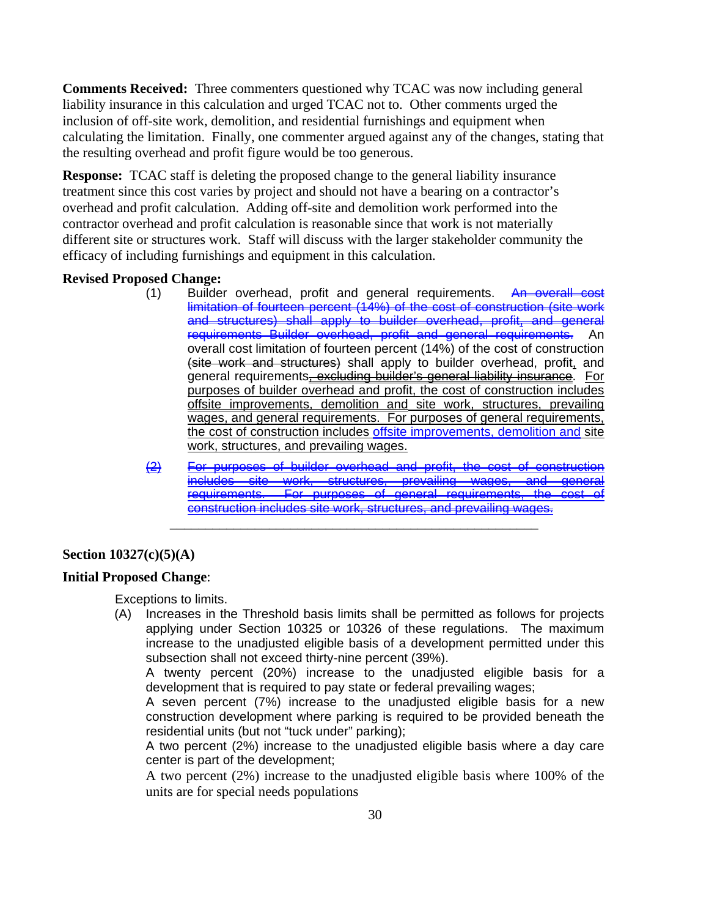**Comments Received:** Three commenters questioned why TCAC was now including general liability insurance in this calculation and urged TCAC not to. Other comments urged the inclusion of off-site work, demolition, and residential furnishings and equipment when calculating the limitation. Finally, one commenter argued against any of the changes, stating that the resulting overhead and profit figure would be too generous.

**Response:** TCAC staff is deleting the proposed change to the general liability insurance treatment since this cost varies by project and should not have a bearing on a contractor's overhead and profit calculation. Adding off-site and demolition work performed into the contractor overhead and profit calculation is reasonable since that work is not materially different site or structures work. Staff will discuss with the larger stakeholder community the efficacy of including furnishings and equipment in this calculation.

**Revised Proposed Change:**

(1) Builder overhead, profit and general requirements. ~~An overall cost limitation of fourteen percent (14%) of the cost of construction (site work and structures) shall apply to builder overhead, profit, and general requirements Builder overhead, profit and general requirements.~~ An overall cost limitation of fourteen percent (14%) of the cost of construction ~~(site work and structures)~~ shall apply to builder overhead, profit, and general requirements~~, excluding builder's general liability insurance~~. For purposes of builder overhead and profit, the cost of construction includes offsite improvements, demolition and site work, structures, prevailing wages, and general requirements. For purposes of general requirements, the cost of construction includes offsite improvements, demolition and site work, structures, and prevailing wages.

~~(2) For purposes of builder overhead and profit, the cost of construction includes site work, structures, prevailing wages, and general requirements. For purposes of general requirements, the cost of construction includes site work, structures, and prevailing wages.~~

---

**Section 10327(c)(5)(A)**

**Initial Proposed Change**:

Exceptions to limits.

(A) Increases in the Threshold basis limits shall be permitted as follows for projects applying under Section 10325 or 10326 of these regulations. The maximum increase to the unadjusted eligible basis of a development permitted under this subsection shall not exceed thirty-nine percent (39%).

A twenty percent (20%) increase to the unadjusted eligible basis for a development that is required to pay state or federal prevailing wages;

A seven percent (7%) increase to the unadjusted eligible basis for a new construction development where parking is required to be provided beneath the residential units (but not "tuck under" parking);

A two percent (2%) increase to the unadjusted eligible basis where a day care center is part of the development;

A two percent (2%) increase to the unadjusted eligible basis where 100% of the units are for special needs populations